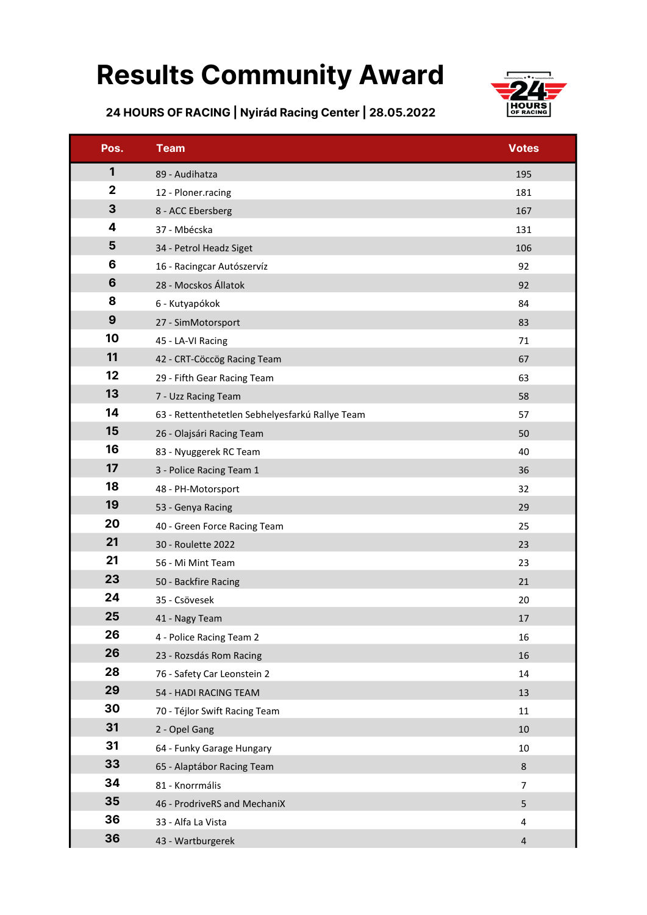# Results Community Award

**24 HOURS OF RACING | Nyirád Racing Center | 28.05.2022**

| Pos. | Team | Votes |
|---|---|---|
| 1 | 89 - Audihatza | 195 |
| 2 | 12 - Ploner.racing | 181 |
| 3 | 8 - ACC Ebersberg | 167 |
| 4 | 37 - Mbécska | 131 |
| 5 | 34 - Petrol Headz Siget | 106 |
| 6 | 16 - Racingcar Autószervíz | 92 |
| 6 | 28 - Mocskos Állatok | 92 |
| 8 | 6 - Kutyapókok | 84 |
| 9 | 27 - SimMotorsport | 83 |
| 10 | 45 - LA-VI Racing | 71 |
| 11 | 42 - CRT-Cöccög Racing Team | 67 |
| 12 | 29 - Fifth Gear Racing Team | 63 |
| 13 | 7 - Uzz Racing Team | 58 |
| 14 | 63 - Rettenthetetlen Sebhelyesfarkú Rallye Team | 57 |
| 15 | 26 - Olajsári Racing Team | 50 |
| 16 | 83 - Nyuggerek RC Team | 40 |
| 17 | 3 - Police Racing Team 1 | 36 |
| 18 | 48 - PH-Motorsport | 32 |
| 19 | 53 - Genya Racing | 29 |
| 20 | 40 - Green Force Racing Team | 25 |
| 21 | 30 - Roulette 2022 | 23 |
| 21 | 56 - Mi Mint Team | 23 |
| 23 | 50 - Backfire Racing | 21 |
| 24 | 35 - Csövesek | 20 |
| 25 | 41 - Nagy Team | 17 |
| 26 | 4 - Police Racing Team 2 | 16 |
| 26 | 23 - Rozsdás Rom Racing | 16 |
| 28 | 76 - Safety Car Leonstein 2 | 14 |
| 29 | 54 - HADI RACING TEAM | 13 |
| 30 | 70 - Téjlor Swift Racing Team | 11 |
| 31 | 2 - Opel Gang | 10 |
| 31 | 64 - Funky Garage Hungary | 10 |
| 33 | 65 - Alaptábor Racing Team | 8 |
| 34 | 81 - Knorrmális | 7 |
| 35 | 46 - ProdriveRS and MechaniX | 5 |
| 36 | 33 - Alfa La Vista | 4 |
| 36 | 43 - Wartburgerek | 4 |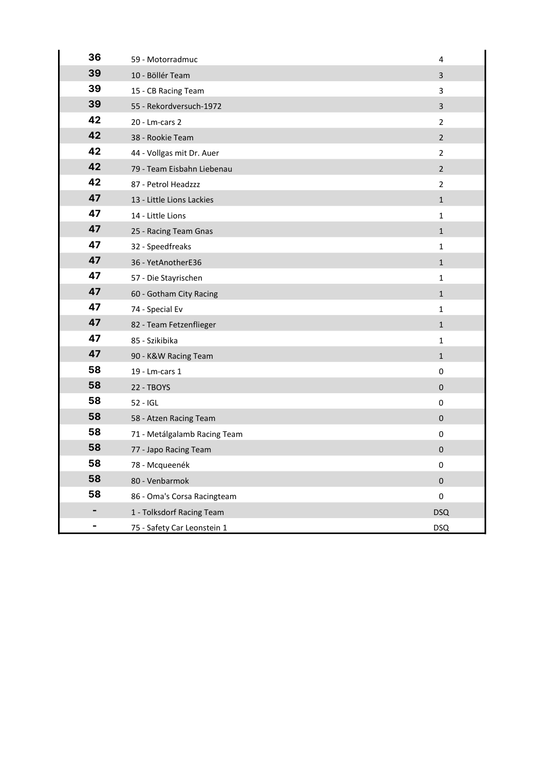| | | |
|---|---|---|
| **36** | 59 - Motorradmuc | 4 |
| **39** | 10 - Böllér Team | 3 |
| **39** | 15 - CB Racing Team | 3 |
| **39** | 55 - Rekordversuch-1972 | 3 |
| **42** | 20 - Lm-cars 2 | 2 |
| **42** | 38 - Rookie Team | 2 |
| **42** | 44 - Vollgas mit Dr. Auer | 2 |
| **42** | 79 - Team Eisbahn Liebenau | 2 |
| **42** | 87 - Petrol Headzzz | 2 |
| **47** | 13 - Little Lions Lackies | 1 |
| **47** | 14 - Little Lions | 1 |
| **47** | 25 - Racing Team Gnas | 1 |
| **47** | 32 - Speedfreaks | 1 |
| **47** | 36 - YetAnotherE36 | 1 |
| **47** | 57 - Die Stayrischen | 1 |
| **47** | 60 - Gotham City Racing | 1 |
| **47** | 74 - Special Ev | 1 |
| **47** | 82 - Team Fetzenflieger | 1 |
| **47** | 85 - Szikibika | 1 |
| **47** | 90 - K&W Racing Team | 1 |
| **58** | 19 - Lm-cars 1 | 0 |
| **58** | 22 - TBOYS | 0 |
| **58** | 52 - IGL | 0 |
| **58** | 58 - Atzen Racing Team | 0 |
| **58** | 71 - Metálgalamb Racing Team | 0 |
| **58** | 77 - Japo Racing Team | 0 |
| **58** | 78 - Mcqueenék | 0 |
| **58** | 80 - Venbarmok | 0 |
| **58** | 86 - Oma's Corsa Racingteam | 0 |
| **-** | 1 - Tolksdorf Racing Team | DSQ |
| **-** | 75 - Safety Car Leonstein 1 | DSQ |